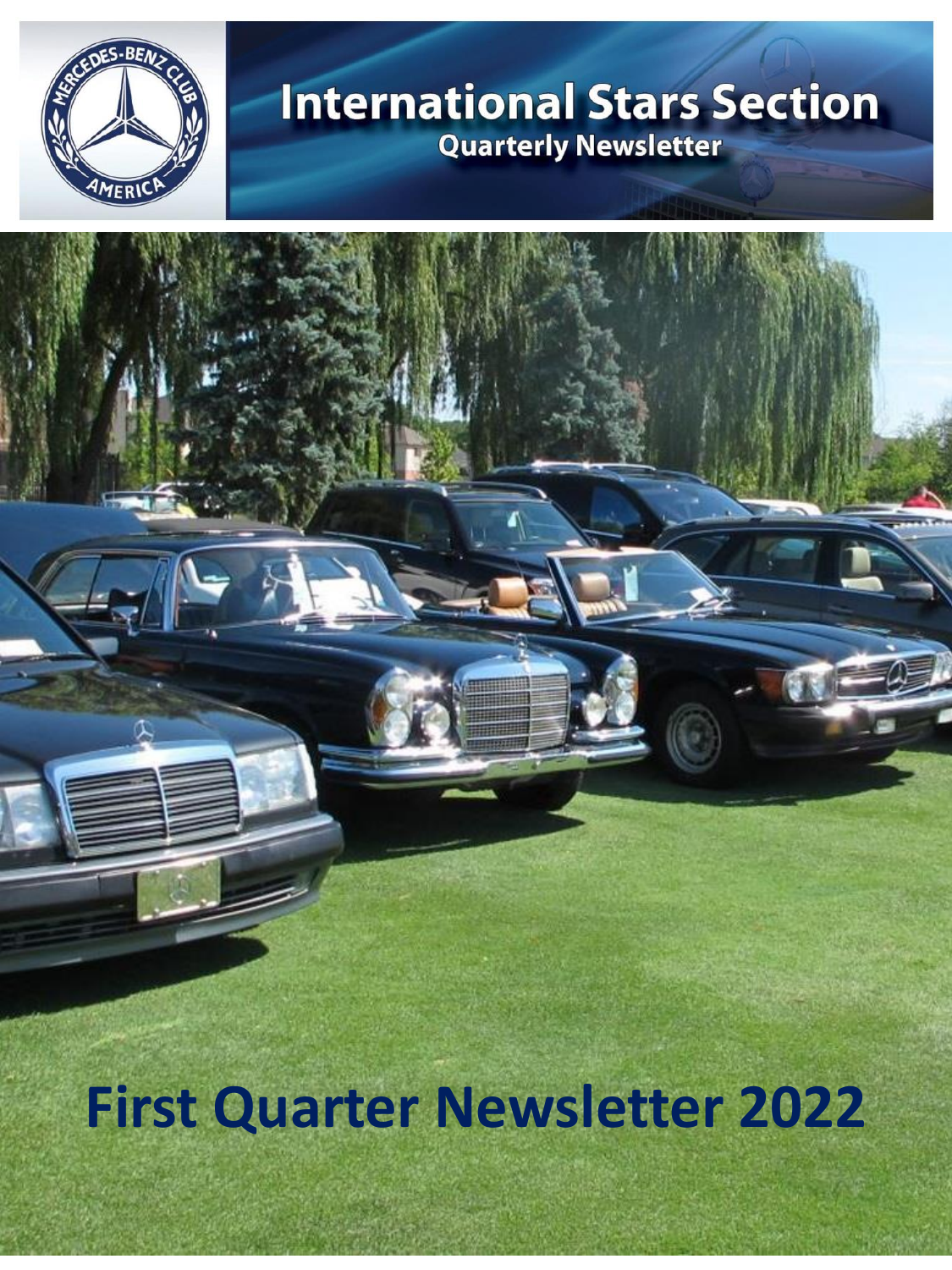# International Stars Section

Quarterly Newsletter

# First Quarter Newsletter 2022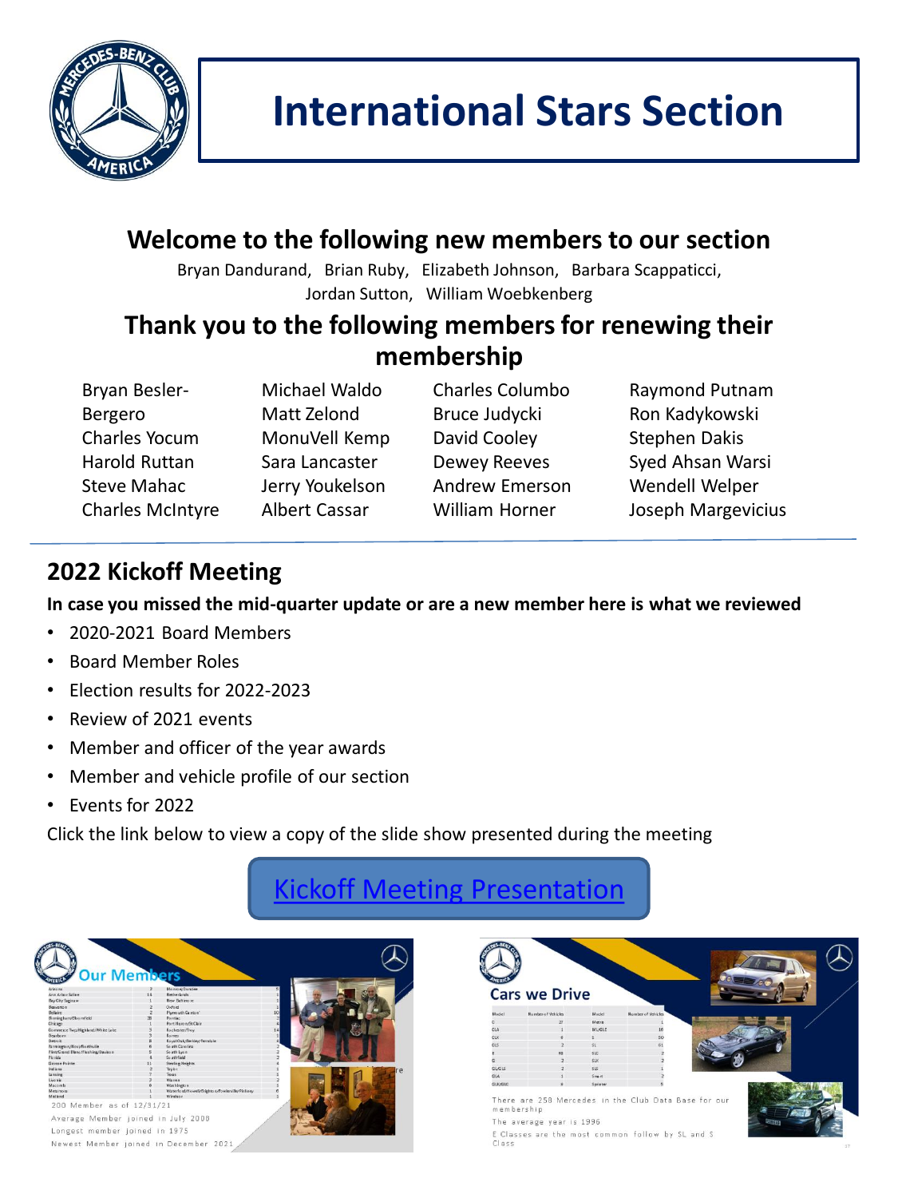# International Stars Section

## Welcome to the following new members to our section

Bryan Dandurand, Brian Ruby, Elizabeth Johnson, Barbara Scappaticci, Jordan Sutton, William Woebkenberg

## Thank you to the following members for renewing their membership

Bryan Besler-Bergero, Charles Yocum, Harold Ruttan, Steve Mahac, Charles McIntyre, Michael Waldo, Matt Zelond, MonuVell Kemp, Sara Lancaster, Jerry Youkelson, Albert Cassar, Charles Columbo, Bruce Judycki, David Cooley, Dewey Reeves, Andrew Emerson, William Horner, Raymond Putnam, Ron Kadykowski, Stephen Dakis, Syed Ahsan Warsi, Wendell Welper, Joseph Margevicius

## 2022 Kickoff Meeting

**In case you missed the mid-quarter update or are a new member here is what we reviewed**

- 2020-2021 Board Members
- Board Member Roles
- Election results for 2022-2023
- Review of 2021 events
- Member and officer of the year awards
- Member and vehicle profile of our section
- Events for 2022

Click the link below to view a copy of the slide show presented during the meeting

Kickoff Meeting Presentation

### Our Members

200 Member as of 12/31/21

Average Member joined in July 2008

Longest member joined in 1975

Newest Member joined in December 2021

### Cars we Drive

There are 258 Mercedes in the Club Data Base for our membership

The average year is 1996

E Classes are the most common follow by SL and S Class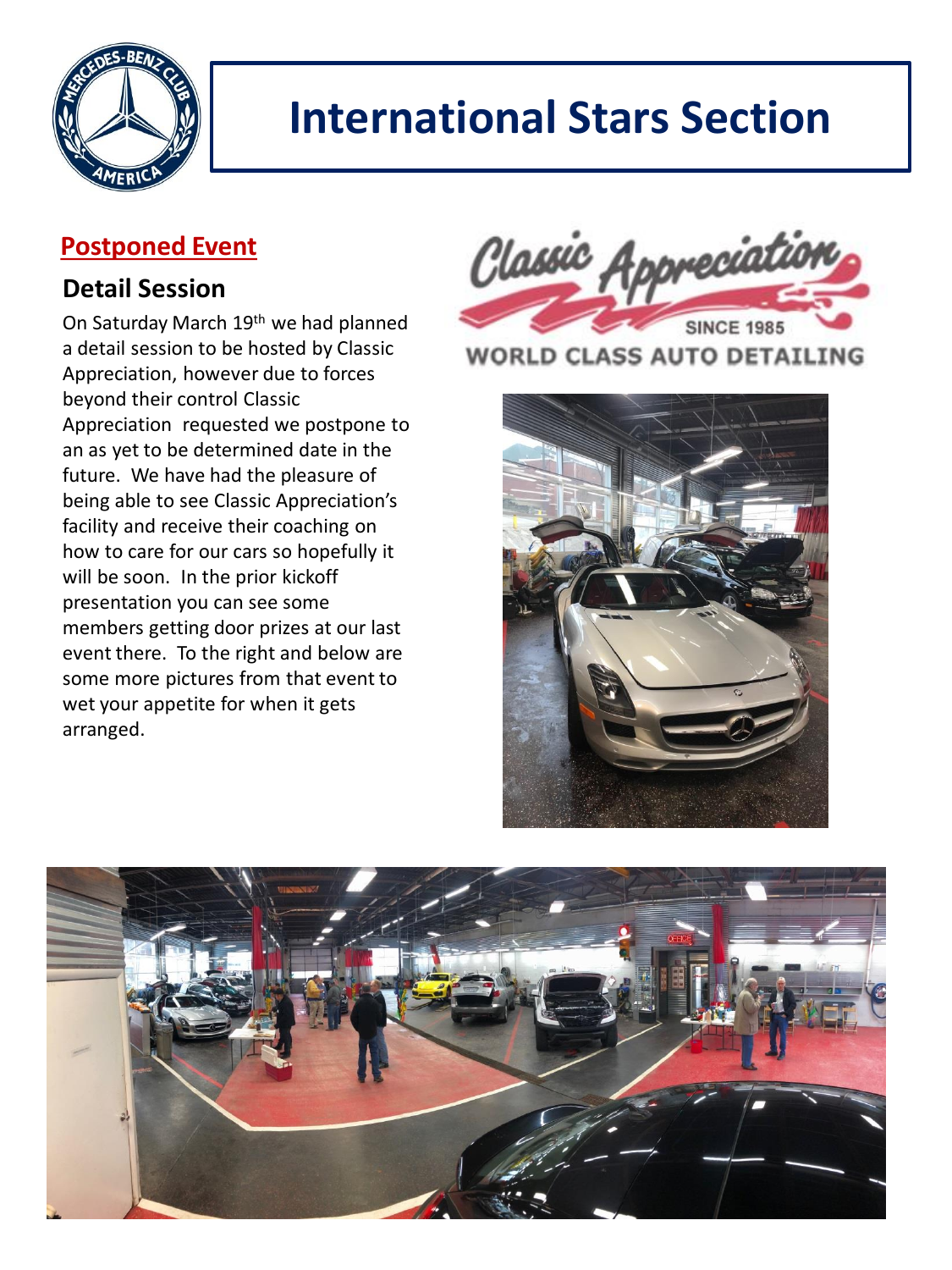# International Stars Section

## Postponed Event

### Detail Session

On Saturday March 19th we had planned a detail session to be hosted by Classic Appreciation, however due to forces beyond their control Classic Appreciation requested we postpone to an as yet to be determined date in the future. We have had the pleasure of being able to see Classic Appreciation's facility and receive their coaching on how to care for our cars so hopefully it will be soon. In the prior kickoff presentation you can see some members getting door prizes at our last event there. To the right and below are some more pictures from that event to wet your appetite for when it gets arranged.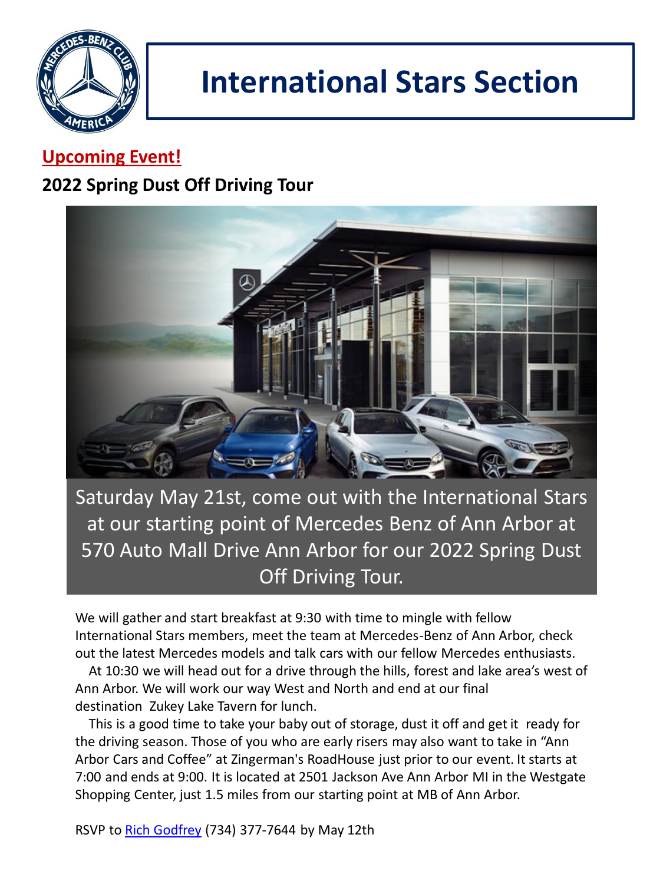# International Stars Section

**Upcoming Event!**

## 2022 Spring Dust Off Driving Tour

Saturday May 21st, come out with the International Stars at our starting point of Mercedes Benz of Ann Arbor at 570 Auto Mall Drive Ann Arbor for our 2022 Spring Dust Off Driving Tour.

We will gather and start breakfast at 9:30 with time to mingle with fellow International Stars members, meet the team at Mercedes-Benz of Ann Arbor, check out the latest Mercedes models and talk cars with our fellow Mercedes enthusiasts.

At 10:30 we will head out for a drive through the hills, forest and lake area's west of Ann Arbor. We will work our way West and North and end at our final destination Zukey Lake Tavern for lunch.

This is a good time to take your baby out of storage, dust it off and get it ready for the driving season. Those of you who are early risers may also want to take in "Ann Arbor Cars and Coffee" at Zingerman's RoadHouse just prior to our event. It starts at 7:00 and ends at 9:00. It is located at 2501 Jackson Ave Ann Arbor MI in the Westgate Shopping Center, just 1.5 miles from our starting point at MB of Ann Arbor.

RSVP to Rich Godfrey (734) 377-7644 by May 12th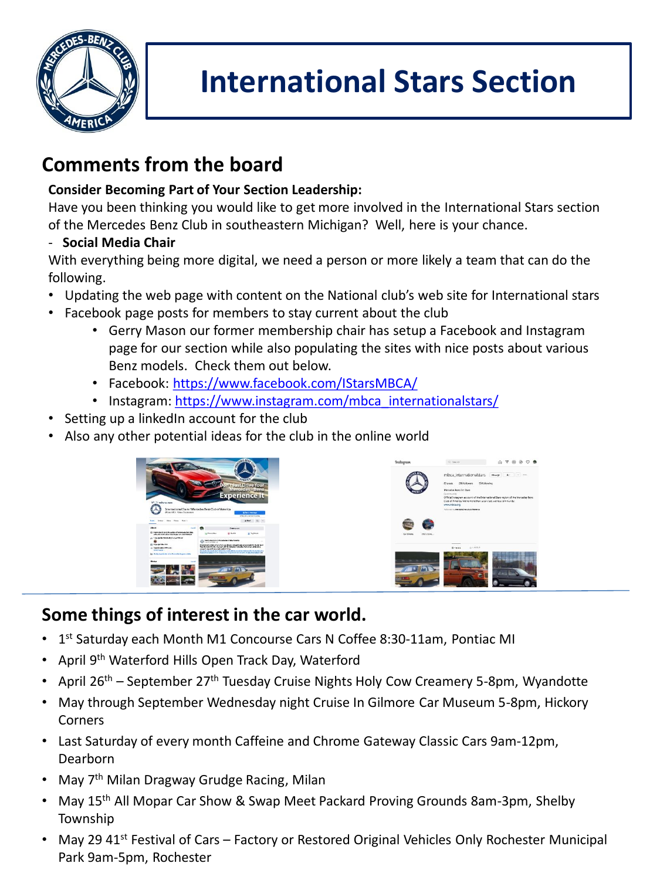# International Stars Section

## Comments from the board

**Consider Becoming Part of Your Section Leadership:**

Have you been thinking you would like to get more involved in the International Stars section of the Mercedes Benz Club in southeastern Michigan? Well, here is your chance.

- **Social Media Chair**

With everything being more digital, we need a person or more likely a team that can do the following.

- Updating the web page with content on the National club's web site for International stars
- Facebook page posts for members to stay current about the club
  - Gerry Mason our former membership chair has setup a Facebook and Instagram page for our section while also populating the sites with nice posts about various Benz models. Check them out below.
  - Facebook: https://www.facebook.com/IStarsMBCA/
  - Instagram: https://www.instagram.com/mbca_internationalstars/
- Setting up a linkedIn account for the club
- Also any other potential ideas for the club in the online world

## Some things of interest in the car world.

- 1st Saturday each Month M1 Concourse Cars N Coffee 8:30-11am, Pontiac MI
- April 9th Waterford Hills Open Track Day, Waterford
- April 26th – September 27th Tuesday Cruise Nights Holy Cow Creamery 5-8pm, Wyandotte
- May through September Wednesday night Cruise In Gilmore Car Museum 5-8pm, Hickory Corners
- Last Saturday of every month Caffeine and Chrome Gateway Classic Cars 9am-12pm, Dearborn
- May 7th Milan Dragway Grudge Racing, Milan
- May 15th All Mopar Car Show & Swap Meet Packard Proving Grounds 8am-3pm, Shelby Township
- May 29 41st Festival of Cars – Factory or Restored Original Vehicles Only Rochester Municipal Park 9am-5pm, Rochester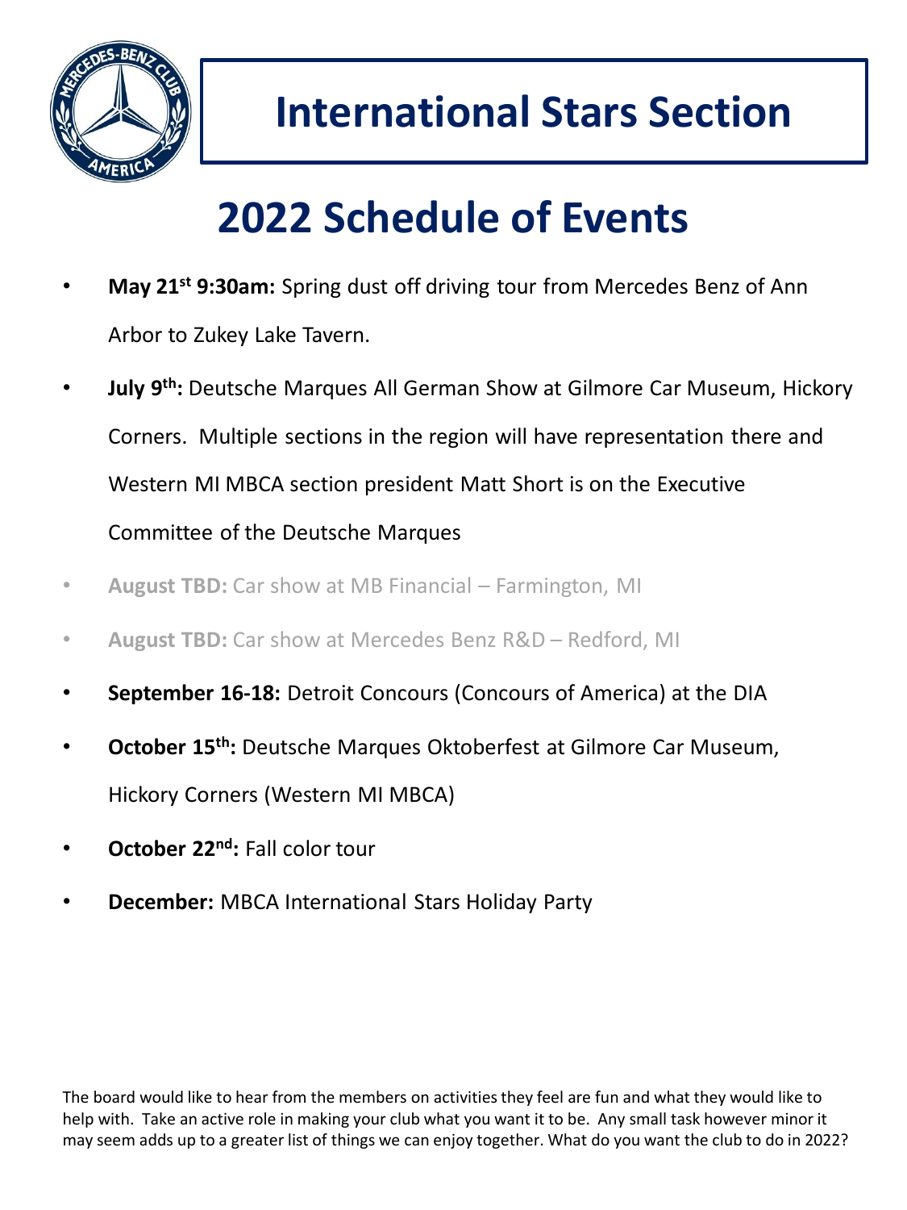# International Stars Section

## 2022 Schedule of Events

- **May 21st 9:30am:** Spring dust off driving tour from Mercedes Benz of Ann Arbor to Zukey Lake Tavern.
- **July 9th:** Deutsche Marques All German Show at Gilmore Car Museum, Hickory Corners. Multiple sections in the region will have representation there and Western MI MBCA section president Matt Short is on the Executive Committee of the Deutsche Marques
- **August TBD:** Car show at MB Financial – Farmington, MI
- **August TBD:** Car show at Mercedes Benz R&D – Redford, MI
- **September 16-18:** Detroit Concours (Concours of America) at the DIA
- **October 15th:** Deutsche Marques Oktoberfest at Gilmore Car Museum, Hickory Corners (Western MI MBCA)
- **October 22nd:** Fall color tour
- **December:** MBCA International Stars Holiday Party

The board would like to hear from the members on activities they feel are fun and what they would like to help with. Take an active role in making your club what you want it to be. Any small task however minor it may seem adds up to a greater list of things we can enjoy together. What do you want the club to do in 2022?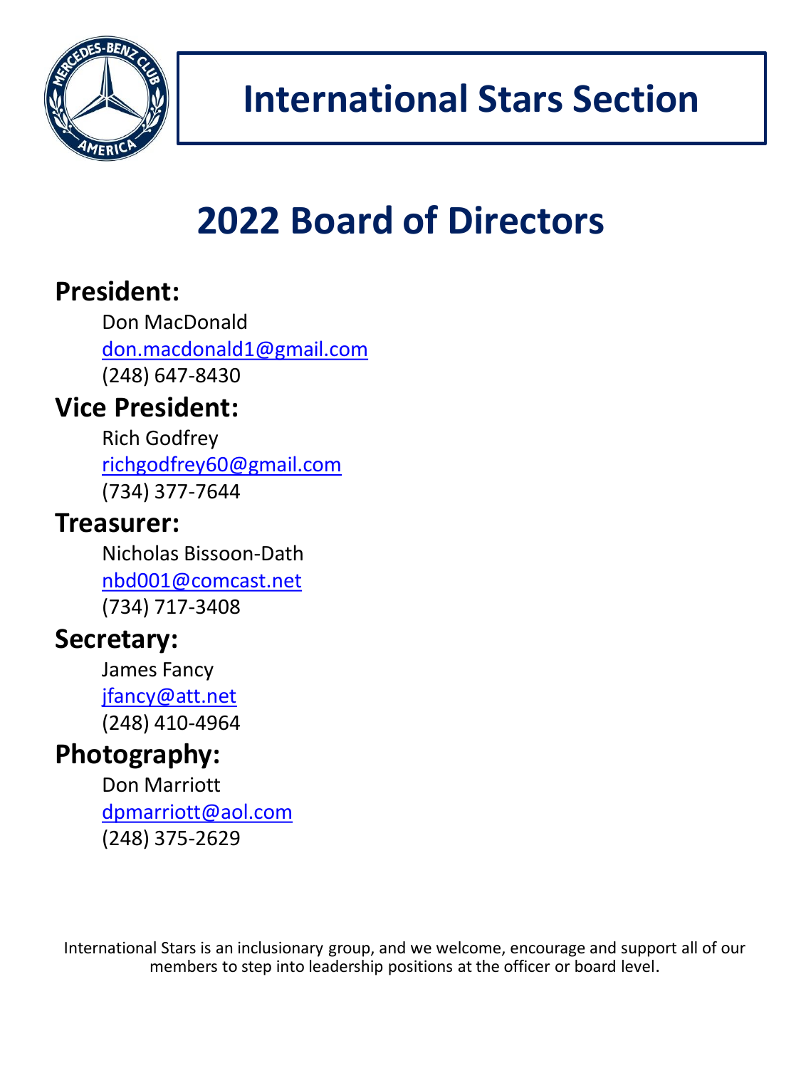# International Stars Section

## 2022 Board of Directors

### President:

Don MacDonald
don.macdonald1@gmail.com
(248) 647-8430

### Vice President:

Rich Godfrey
richgodfrey60@gmail.com
(734) 377-7644

### Treasurer:

Nicholas Bissoon-Dath
nbd001@comcast.net
(734) 717-3408

### Secretary:

James Fancy
jfancy@att.net
(248) 410-4964

### Photography:

Don Marriott
dpmarriott@aol.com
(248) 375-2629

International Stars is an inclusionary group, and we welcome, encourage and support all of our members to step into leadership positions at the officer or board level.